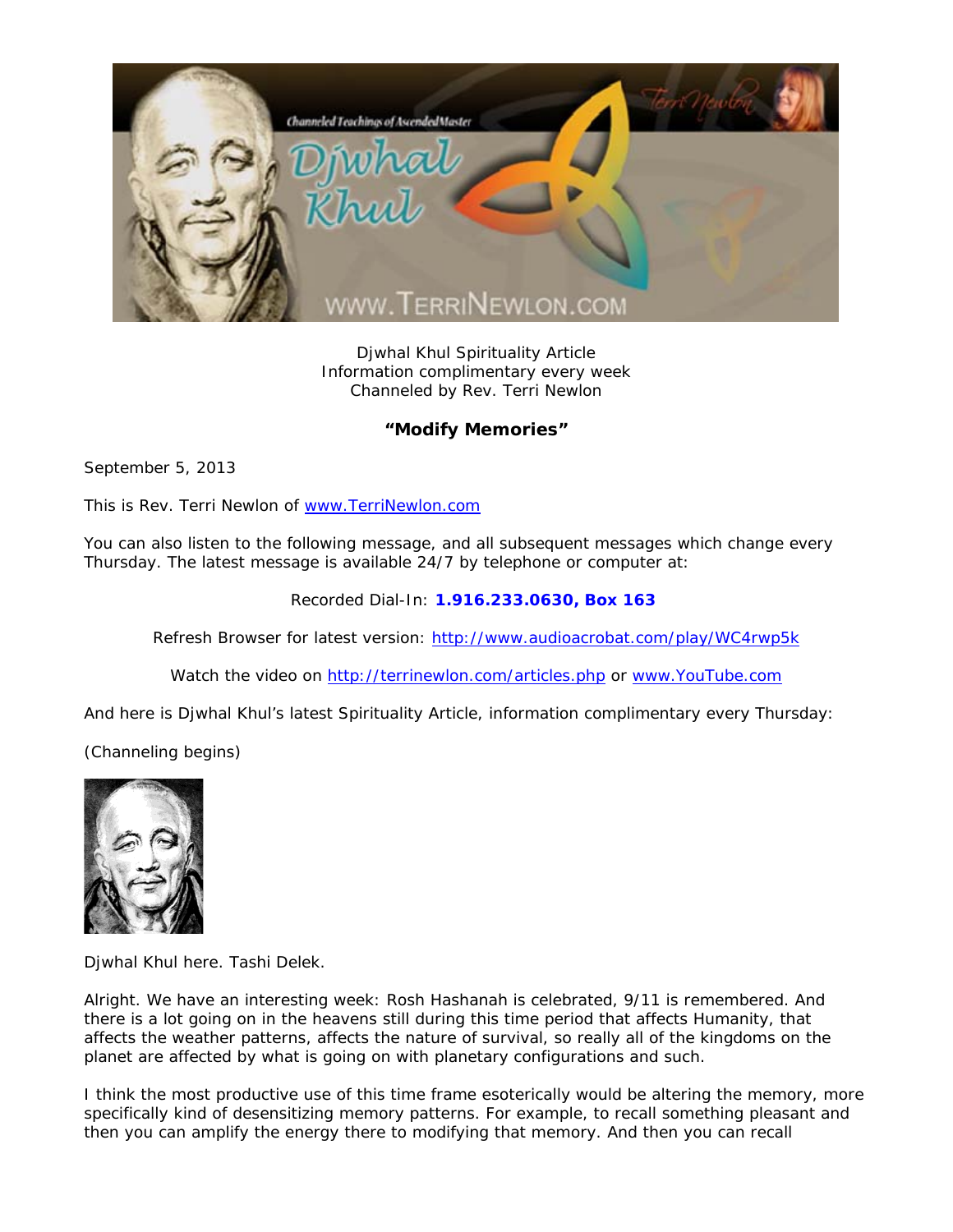Djwhal Khul Spirituality Article
Information complimentary every week
Channeled by Rev. Terri Newlon

## "Modify Memories"

September 5, 2013

This is Rev. Terri Newlon of www.TerriNewlon.com

You can also listen to the following message, and all subsequent messages which change every Thursday. The latest message is available 24/7 by telephone or computer at:

Recorded Dial-In: **1.916.233.0630, Box 163**

Refresh Browser for latest version: http://www.audioacrobat.com/play/WC4rwp5k

Watch the video on http://terrinewlon.com/articles.php or www.YouTube.com

And here is Djwhal Khul's latest Spirituality Article, information complimentary every Thursday:

(Channeling begins)

Djwhal Khul here. Tashi Delek.

Alright. We have an interesting week: Rosh Hashanah is celebrated, 9/11 is remembered. And there is a lot going on in the heavens still during this time period that affects Humanity, that affects the weather patterns, affects the nature of survival, so really all of the kingdoms on the planet are affected by what is going on with planetary configurations and such.

I think the most productive use of this time frame esoterically would be altering the memory, more specifically kind of desensitizing memory patterns. For example, to recall something pleasant and then you can amplify the energy there to modifying that memory. And then you can recall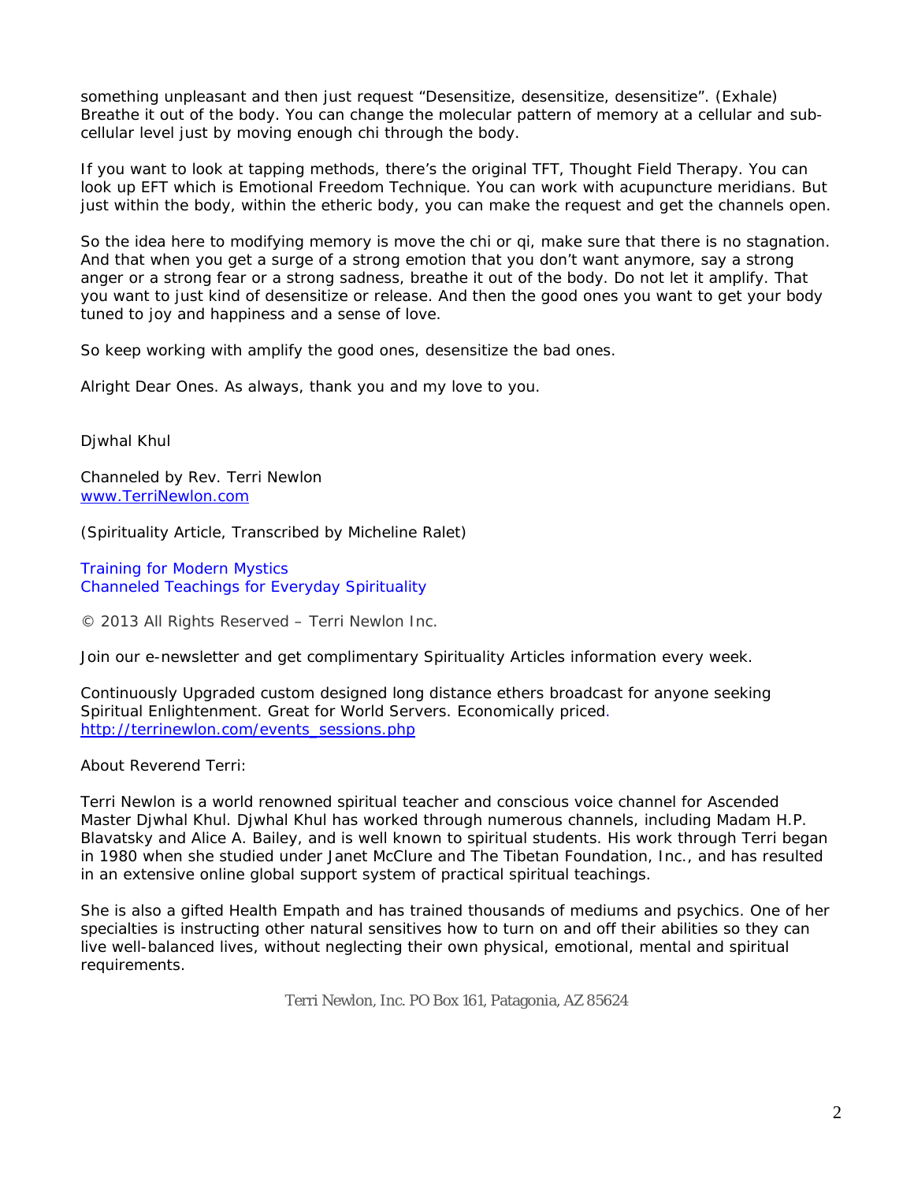something unpleasant and then just request "Desensitize, desensitize, desensitize". (Exhale) Breathe it out of the body. You can change the molecular pattern of memory at a cellular and sub-cellular level just by moving enough chi through the body.

If you want to look at tapping methods, there's the original TFT, Thought Field Therapy. You can look up EFT which is Emotional Freedom Technique. You can work with acupuncture meridians. But just within the body, within the etheric body, you can make the request and get the channels open.

So the idea here to modifying memory is move the chi or qi, make sure that there is no stagnation. And that when you get a surge of a strong emotion that you don't want anymore, say a strong anger or a strong fear or a strong sadness, breathe it out of the body. Do not let it amplify. That you want to just kind of desensitize or release. And then the good ones you want to get your body tuned to joy and happiness and a sense of love.

So keep working with amplify the good ones, desensitize the bad ones.

Alright Dear Ones. As always, thank you and my love to you.

Djwhal Khul

Channeled by Rev. Terri Newlon
[www.TerriNewlon.com](www.TerriNewlon.com)

(Spirituality Article, Transcribed by Micheline Ralet)

Training for Modern Mystics
Channeled Teachings for Everyday Spirituality

© 2013 All Rights Reserved – Terri Newlon Inc.

Join our e-newsletter and get complimentary Spirituality Articles information every week.

Continuously Upgraded custom designed long distance ethers broadcast for anyone seeking Spiritual Enlightenment. Great for World Servers. Economically priced.
[http://terrinewlon.com/events_sessions.php](http://terrinewlon.com/events_sessions.php)

About Reverend Terri:

Terri Newlon is a world renowned spiritual teacher and conscious voice channel for Ascended Master Djwhal Khul. Djwhal Khul has worked through numerous channels, including Madam H.P. Blavatsky and Alice A. Bailey, and is well known to spiritual students. His work through Terri began in 1980 when she studied under Janet McClure and The Tibetan Foundation, Inc., and has resulted in an extensive online global support system of practical spiritual teachings.

She is also a gifted Health Empath and has trained thousands of mediums and psychics. One of her specialties is instructing other natural sensitives how to turn on and off their abilities so they can live well-balanced lives, without neglecting their own physical, emotional, mental and spiritual requirements.

Terri Newlon, Inc. PO Box 161, Patagonia, AZ 85624